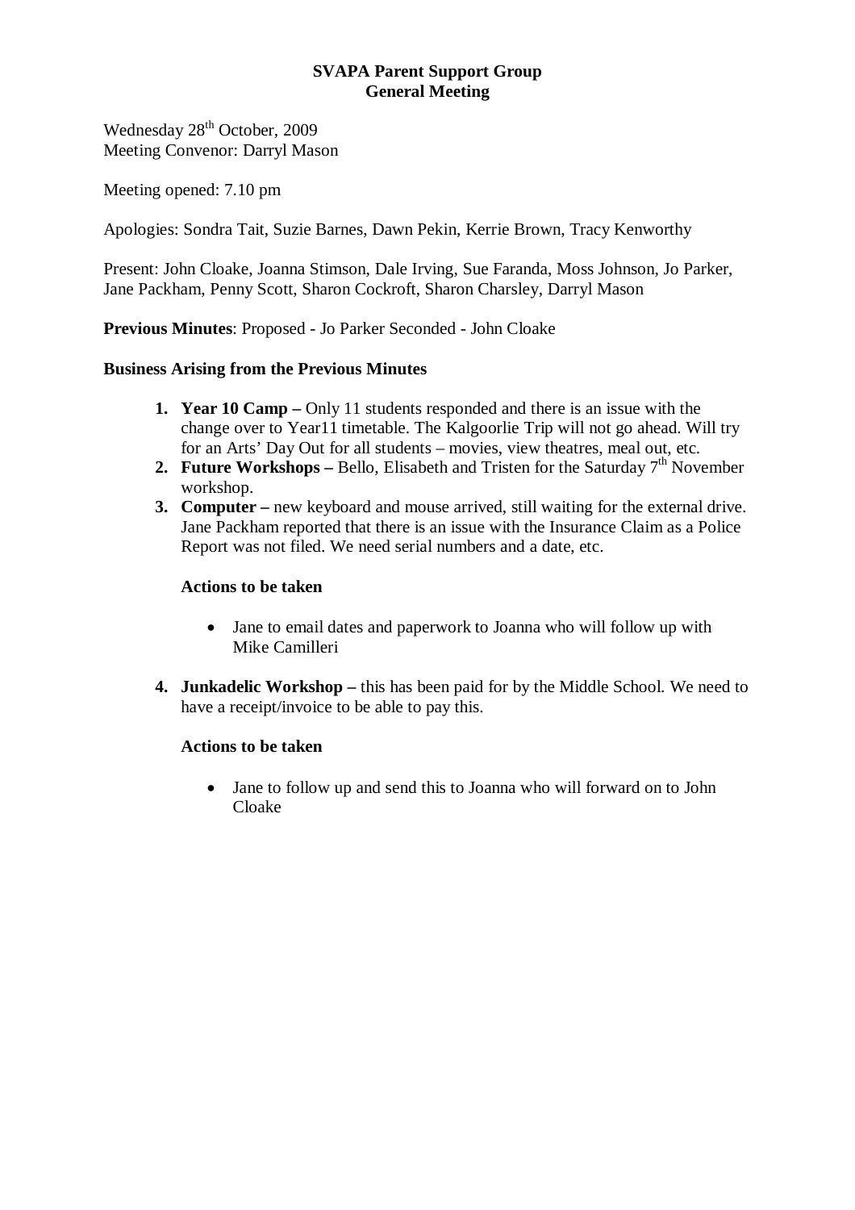# SVAPA Parent Support Group
## General Meeting

Wednesday 28th October, 2009
Meeting Convenor: Darryl Mason

Meeting opened: 7.10 pm

Apologies: Sondra Tait, Suzie Barnes, Dawn Pekin, Kerrie Brown, Tracy Kenworthy

Present: John Cloake, Joanna Stimson, Dale Irving, Sue Faranda, Moss Johnson, Jo Parker, Jane Packham, Penny Scott, Sharon Cockroft, Sharon Charsley, Darryl Mason

**Previous Minutes**: Proposed - Jo Parker Seconded - John Cloake

**Business Arising from the Previous Minutes**

1. **Year 10 Camp –** Only 11 students responded and there is an issue with the change over to Year11 timetable. The Kalgoorlie Trip will not go ahead. Will try for an Arts' Day Out for all students – movies, view theatres, meal out, etc.
2. **Future Workshops –** Bello, Elisabeth and Tristen for the Saturday 7th November workshop.
3. **Computer –** new keyboard and mouse arrived, still waiting for the external drive. Jane Packham reported that there is an issue with the Insurance Claim as a Police Report was not filed. We need serial numbers and a date, etc.

   **Actions to be taken**

   - Jane to email dates and paperwork to Joanna who will follow up with Mike Camilleri

4. **Junkadelic Workshop –** this has been paid for by the Middle School. We need to have a receipt/invoice to be able to pay this.

   **Actions to be taken**

   - Jane to follow up and send this to Joanna who will forward on to John Cloake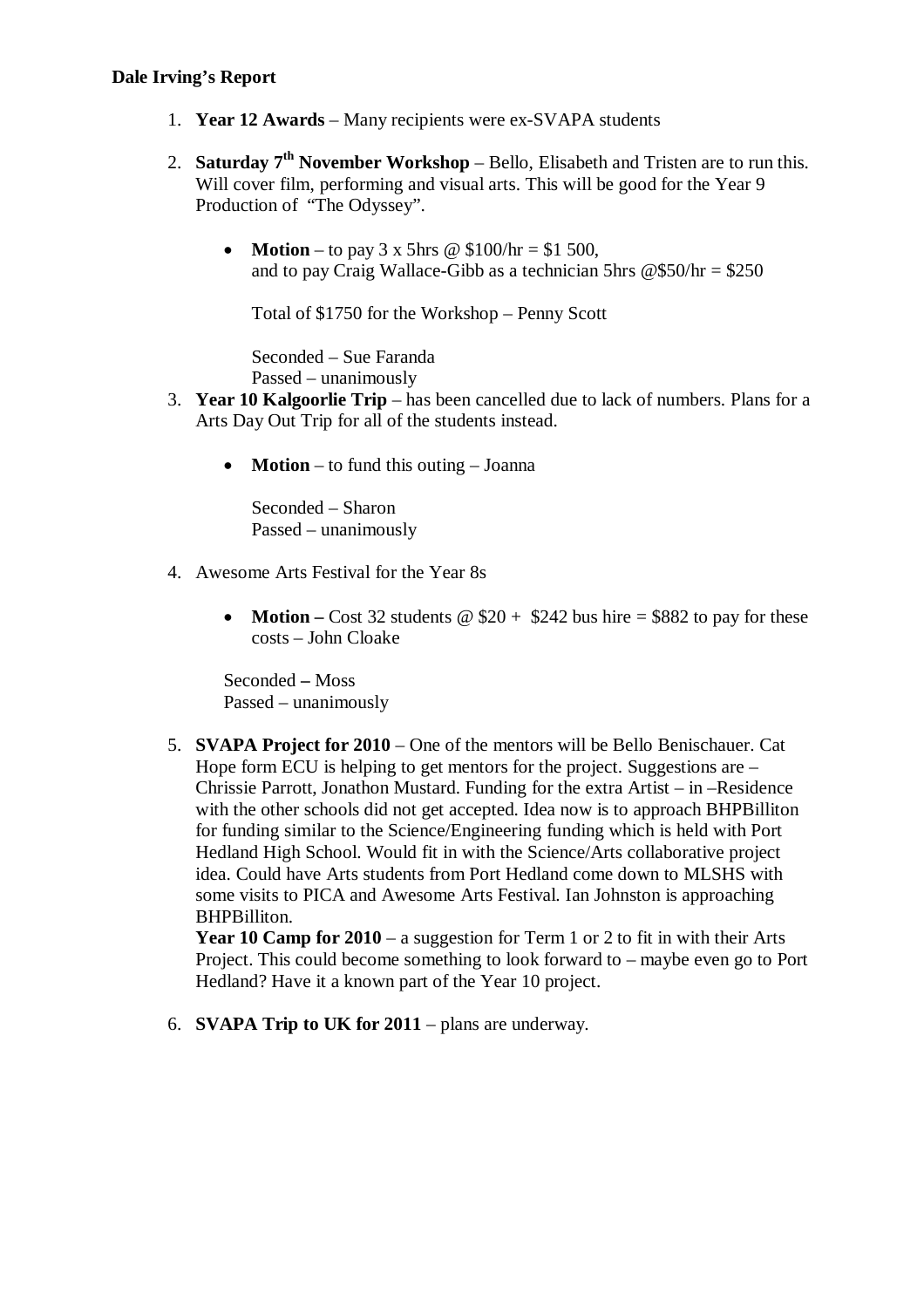**Dale Irving's Report**

1. **Year 12 Awards** – Many recipients were ex-SVAPA students

2. **Saturday 7th November Workshop** – Bello, Elisabeth and Tristen are to run this. Will cover film, performing and visual arts. This will be good for the Year 9 Production of "The Odyssey".

   - **Motion** – to pay 3 x 5hrs @ $100/hr = $1 500, and to pay Craig Wallace-Gibb as a technician 5hrs @$50/hr = $250

     Total of $1750 for the Workshop – Penny Scott

     Seconded – Sue Faranda
     Passed – unanimously

3. **Year 10 Kalgoorlie Trip** – has been cancelled due to lack of numbers. Plans for a Arts Day Out Trip for all of the students instead.

   - **Motion** – to fund this outing – Joanna

     Seconded – Sharon
     Passed – unanimously

4. Awesome Arts Festival for the Year 8s

   - **Motion –** Cost 32 students @ $20 + $242 bus hire = $882 to pay for these costs – John Cloake

   Seconded **–** Moss
   Passed – unanimously

5. **SVAPA Project for 2010** – One of the mentors will be Bello Benischauer. Cat Hope form ECU is helping to get mentors for the project. Suggestions are – Chrissie Parrott, Jonathon Mustard. Funding for the extra Artist – in –Residence with the other schools did not get accepted. Idea now is to approach BHPBilliton for funding similar to the Science/Engineering funding which is held with Port Hedland High School. Would fit in with the Science/Arts collaborative project idea. Could have Arts students from Port Hedland come down to MLSHS with some visits to PICA and Awesome Arts Festival. Ian Johnston is approaching BHPBilliton.
   **Year 10 Camp for 2010** – a suggestion for Term 1 or 2 to fit in with their Arts Project. This could become something to look forward to – maybe even go to Port Hedland? Have it a known part of the Year 10 project.

6. **SVAPA Trip to UK for 2011** – plans are underway.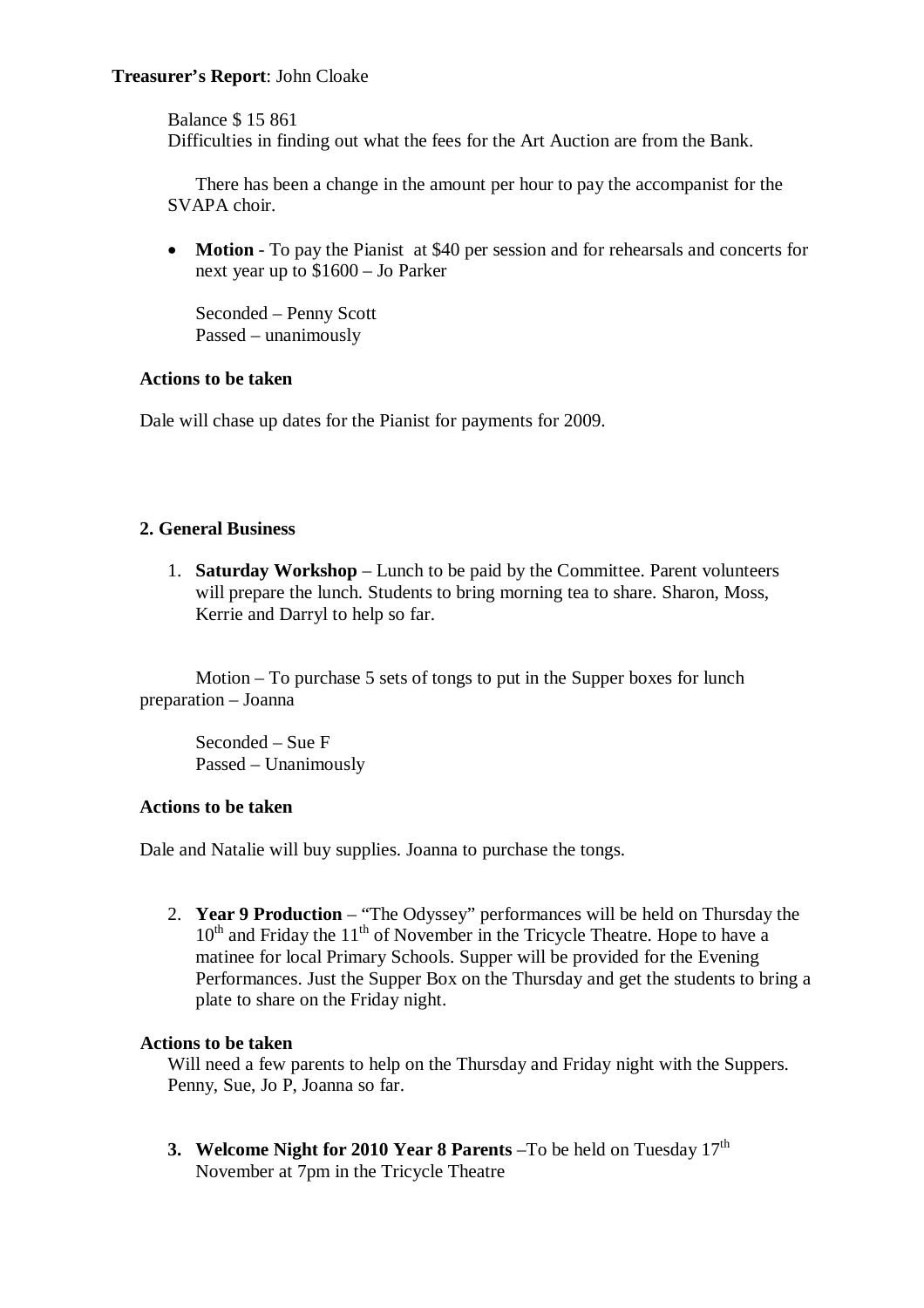**Treasurer's Report**: John Cloake

Balance $ 15 861
Difficulties in finding out what the fees for the Art Auction are from the Bank.

There has been a change in the amount per hour to pay the accompanist for the SVAPA choir.

- **Motion** - To pay the Pianist at $40 per session and for rehearsals and concerts for next year up to $1600 – Jo Parker

  Seconded – Penny Scott
  Passed – unanimously

**Actions to be taken**

Dale will chase up dates for the Pianist for payments for 2009.

**2. General Business**

1. **Saturday Workshop** – Lunch to be paid by the Committee. Parent volunteers will prepare the lunch. Students to bring morning tea to share. Sharon, Moss, Kerrie and Darryl to help so far.

Motion – To purchase 5 sets of tongs to put in the Supper boxes for lunch preparation – Joanna

Seconded – Sue F
Passed – Unanimously

**Actions to be taken**

Dale and Natalie will buy supplies. Joanna to purchase the tongs.

2. **Year 9 Production** – "The Odyssey" performances will be held on Thursday the 10th and Friday the 11th of November in the Tricycle Theatre. Hope to have a matinee for local Primary Schools. Supper will be provided for the Evening Performances. Just the Supper Box on the Thursday and get the students to bring a plate to share on the Friday night.

**Actions to be taken**

Will need a few parents to help on the Thursday and Friday night with the Suppers. Penny, Sue, Jo P, Joanna so far.

3. **Welcome Night for 2010 Year 8 Parents** –To be held on Tuesday 17th November at 7pm in the Tricycle Theatre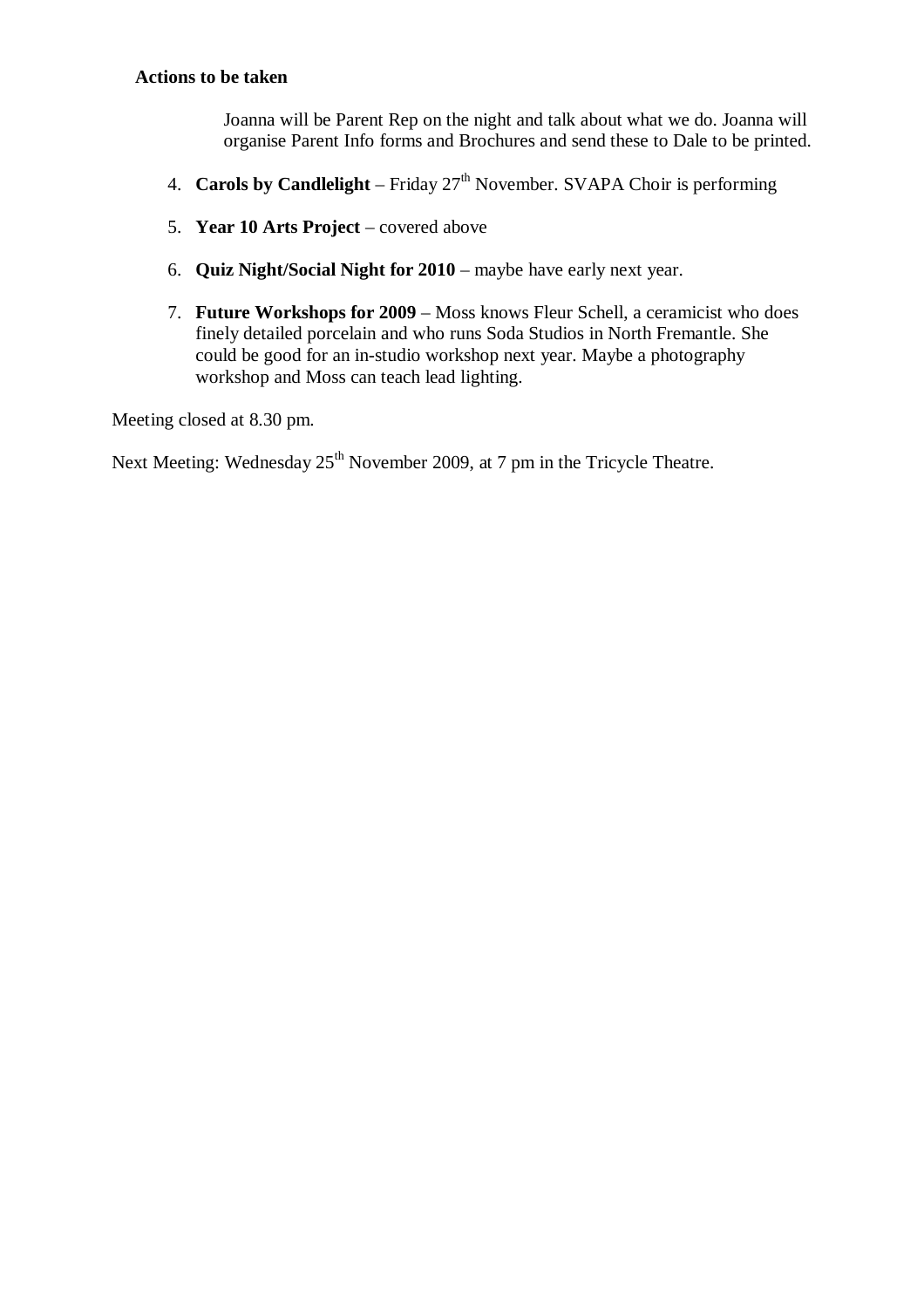**Actions to be taken**

Joanna will be Parent Rep on the night and talk about what we do. Joanna will organise Parent Info forms and Brochures and send these to Dale to be printed.

4. **Carols by Candlelight** – Friday 27th November. SVAPA Choir is performing
5. **Year 10 Arts Project** – covered above
6. **Quiz Night/Social Night for 2010** – maybe have early next year.
7. **Future Workshops for 2009** – Moss knows Fleur Schell, a ceramicist who does finely detailed porcelain and who runs Soda Studios in North Fremantle. She could be good for an in-studio workshop next year. Maybe a photography workshop and Moss can teach lead lighting.

Meeting closed at 8.30 pm.

Next Meeting: Wednesday 25th November 2009, at 7 pm in the Tricycle Theatre.